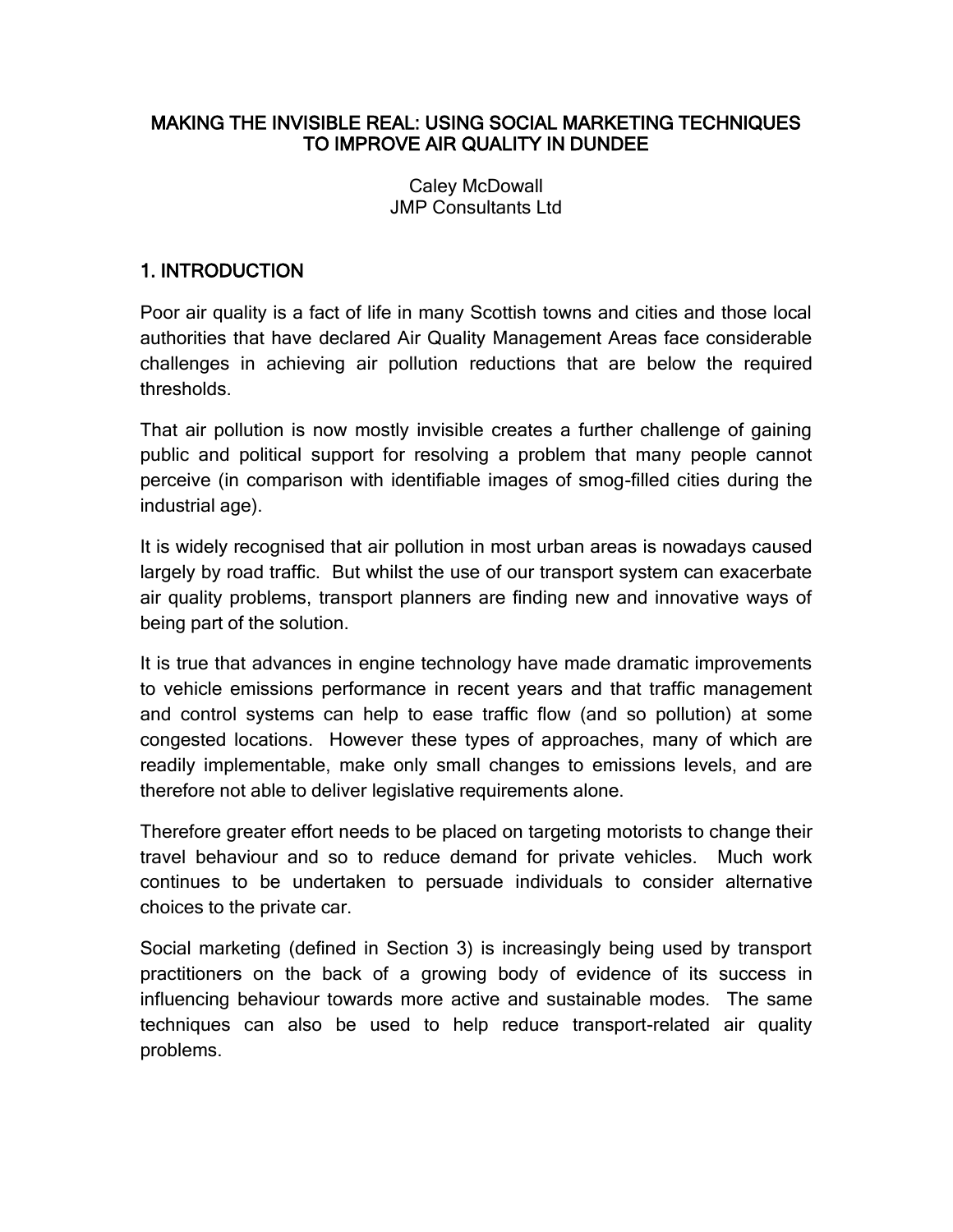# MAKING THE INVISIBLE REAL: USING SOCIAL MARKETING TECHNIQUES TO IMPROVE AIR QUALITY IN DUNDEE

Caley McDowall
JMP Consultants Ltd

## 1. INTRODUCTION

Poor air quality is a fact of life in many Scottish towns and cities and those local authorities that have declared Air Quality Management Areas face considerable challenges in achieving air pollution reductions that are below the required thresholds.

That air pollution is now mostly invisible creates a further challenge of gaining public and political support for resolving a problem that many people cannot perceive (in comparison with identifiable images of smog-filled cities during the industrial age).

It is widely recognised that air pollution in most urban areas is nowadays caused largely by road traffic. But whilst the use of our transport system can exacerbate air quality problems, transport planners are finding new and innovative ways of being part of the solution.

It is true that advances in engine technology have made dramatic improvements to vehicle emissions performance in recent years and that traffic management and control systems can help to ease traffic flow (and so pollution) at some congested locations. However these types of approaches, many of which are readily implementable, make only small changes to emissions levels, and are therefore not able to deliver legislative requirements alone.

Therefore greater effort needs to be placed on targeting motorists to change their travel behaviour and so to reduce demand for private vehicles. Much work continues to be undertaken to persuade individuals to consider alternative choices to the private car.

Social marketing (defined in Section 3) is increasingly being used by transport practitioners on the back of a growing body of evidence of its success in influencing behaviour towards more active and sustainable modes. The same techniques can also be used to help reduce transport-related air quality problems.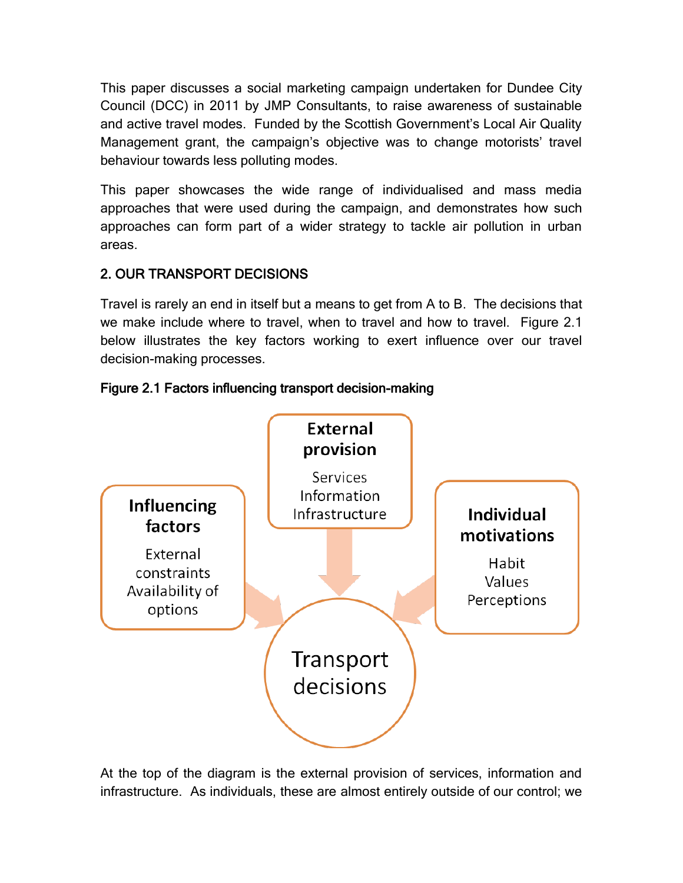This paper discusses a social marketing campaign undertaken for Dundee City Council (DCC) in 2011 by JMP Consultants, to raise awareness of sustainable and active travel modes. Funded by the Scottish Government's Local Air Quality Management grant, the campaign's objective was to change motorists' travel behaviour towards less polluting modes.

This paper showcases the wide range of individualised and mass media approaches that were used during the campaign, and demonstrates how such approaches can form part of a wider strategy to tackle air pollution in urban areas.

## 2. OUR TRANSPORT DECISIONS

Travel is rarely an end in itself but a means to get from A to B. The decisions that we make include where to travel, when to travel and how to travel. Figure 2.1 below illustrates the key factors working to exert influence over our travel decision-making processes.

**Figure 2.1 Factors influencing transport decision-making**

**External provision**
Services
Information
Infrastructure

**Influencing factors**
External constraints
Availability of options

**Individual motivations**
Habit
Values
Perceptions

Transport decisions

At the top of the diagram is the external provision of services, information and infrastructure. As individuals, these are almost entirely outside of our control; we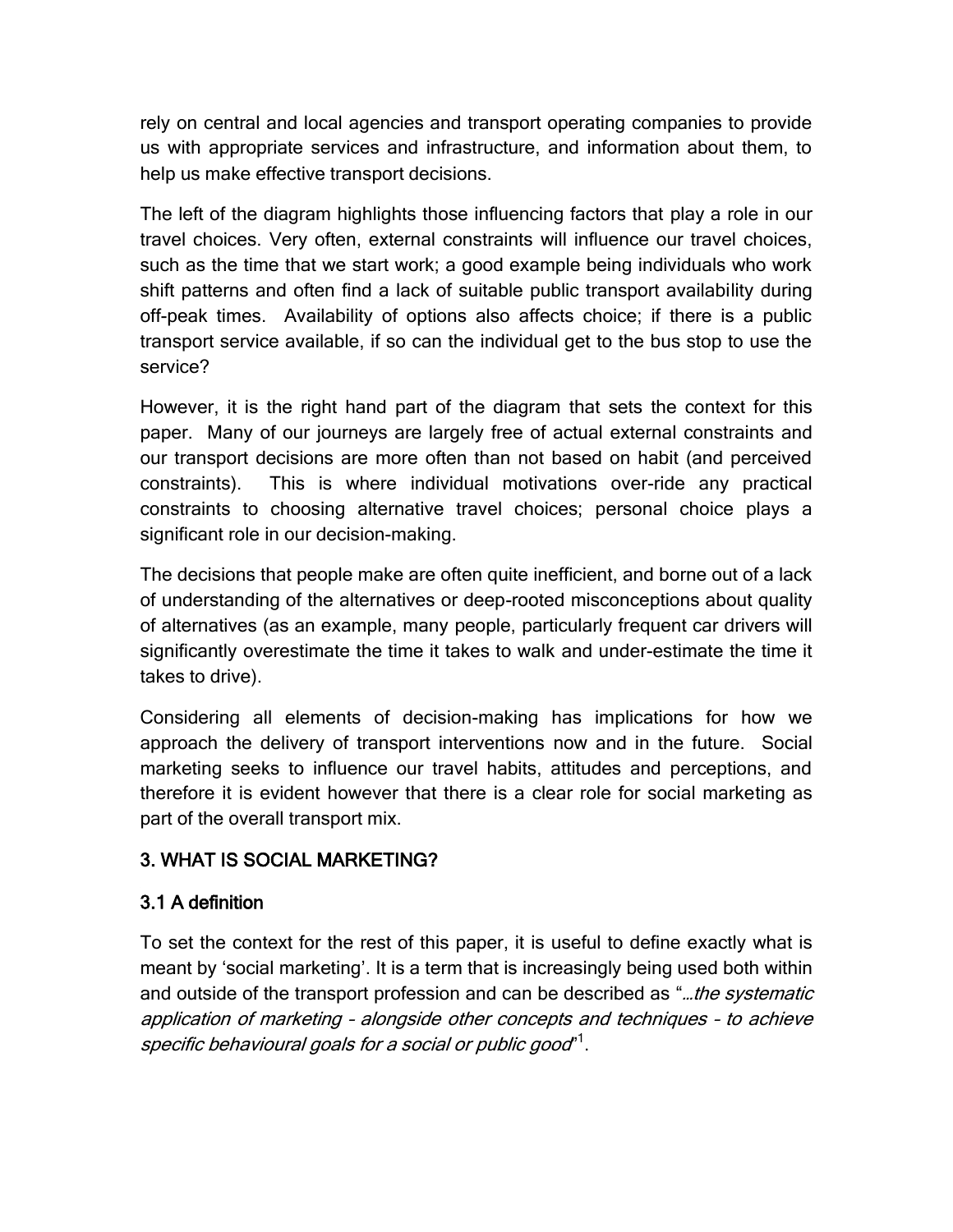rely on central and local agencies and transport operating companies to provide us with appropriate services and infrastructure, and information about them, to help us make effective transport decisions.

The left of the diagram highlights those influencing factors that play a role in our travel choices. Very often, external constraints will influence our travel choices, such as the time that we start work; a good example being individuals who work shift patterns and often find a lack of suitable public transport availability during off-peak times. Availability of options also affects choice; if there is a public transport service available, if so can the individual get to the bus stop to use the service?

However, it is the right hand part of the diagram that sets the context for this paper. Many of our journeys are largely free of actual external constraints and our transport decisions are more often than not based on habit (and perceived constraints). This is where individual motivations over-ride any practical constraints to choosing alternative travel choices; personal choice plays a significant role in our decision-making.

The decisions that people make are often quite inefficient, and borne out of a lack of understanding of the alternatives or deep-rooted misconceptions about quality of alternatives (as an example, many people, particularly frequent car drivers will significantly overestimate the time it takes to walk and under-estimate the time it takes to drive).

Considering all elements of decision-making has implications for how we approach the delivery of transport interventions now and in the future. Social marketing seeks to influence our travel habits, attitudes and perceptions, and therefore it is evident however that there is a clear role for social marketing as part of the overall transport mix.

## 3. WHAT IS SOCIAL MARKETING?

### 3.1 A definition

To set the context for the rest of this paper, it is useful to define exactly what is meant by 'social marketing'. It is a term that is increasingly being used both within and outside of the transport profession and can be described as "*…the systematic application of marketing – alongside other concepts and techniques – to achieve specific behavioural goals for a social or public good*"[1].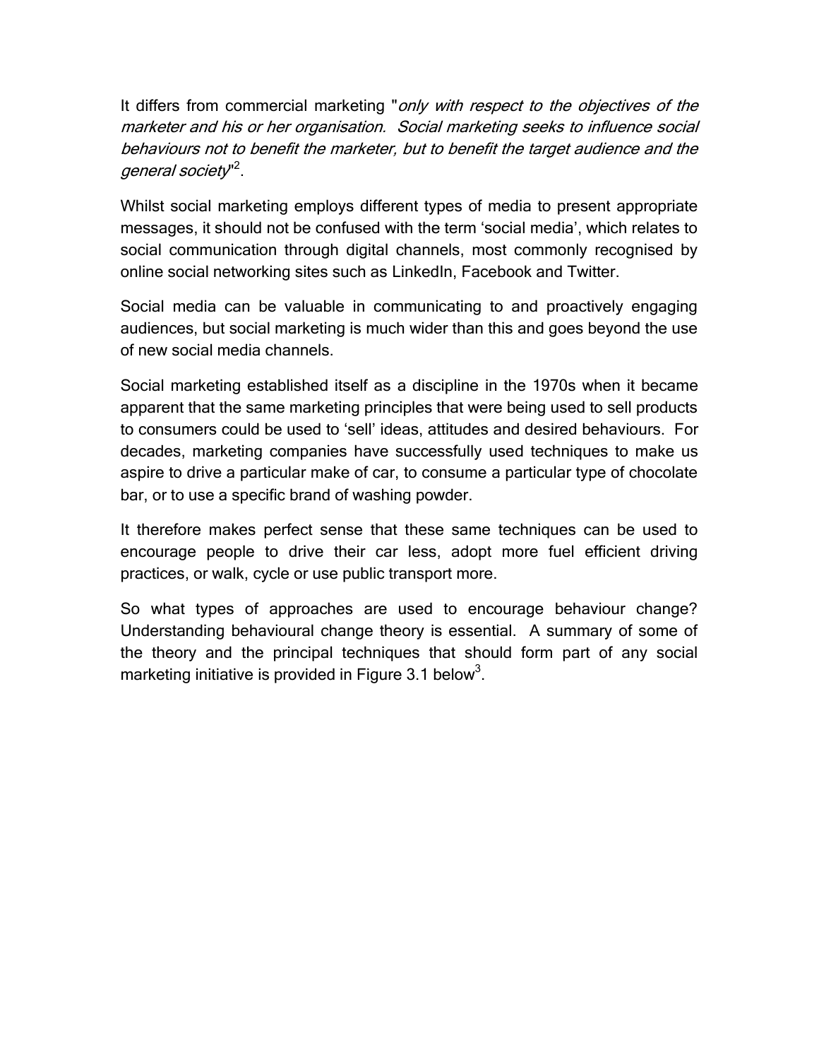It differs from commercial marketing "*only with respect to the objectives of the marketer and his or her organisation. Social marketing seeks to influence social behaviours not to benefit the marketer, but to benefit the target audience and the general society*"[2].

Whilst social marketing employs different types of media to present appropriate messages, it should not be confused with the term 'social media', which relates to social communication through digital channels, most commonly recognised by online social networking sites such as LinkedIn, Facebook and Twitter.

Social media can be valuable in communicating to and proactively engaging audiences, but social marketing is much wider than this and goes beyond the use of new social media channels.

Social marketing established itself as a discipline in the 1970s when it became apparent that the same marketing principles that were being used to sell products to consumers could be used to 'sell' ideas, attitudes and desired behaviours. For decades, marketing companies have successfully used techniques to make us aspire to drive a particular make of car, to consume a particular type of chocolate bar, or to use a specific brand of washing powder.

It therefore makes perfect sense that these same techniques can be used to encourage people to drive their car less, adopt more fuel efficient driving practices, or walk, cycle or use public transport more.

So what types of approaches are used to encourage behaviour change? Understanding behavioural change theory is essential. A summary of some of the theory and the principal techniques that should form part of any social marketing initiative is provided in Figure 3.1 below[3].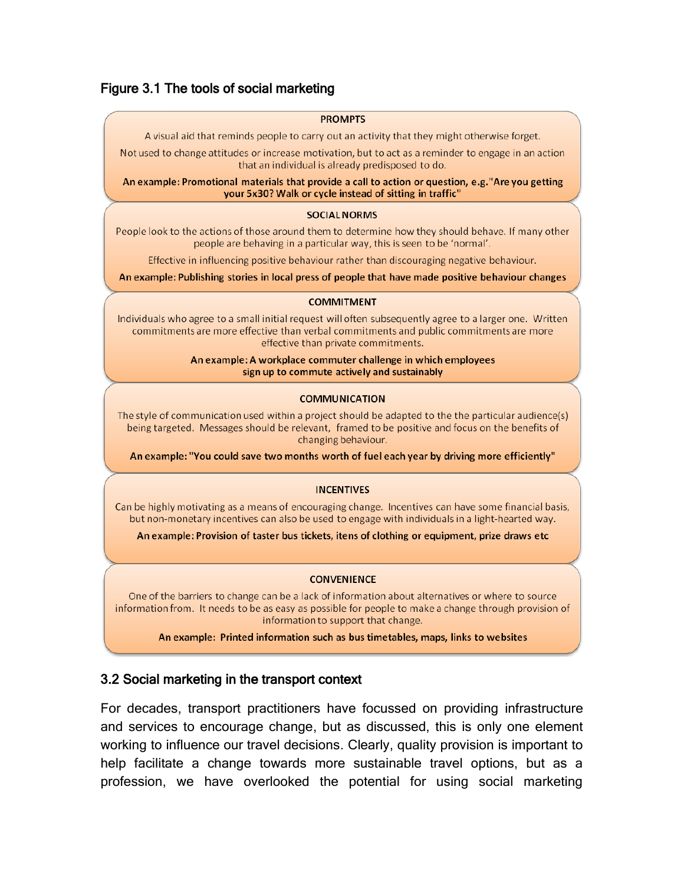### Figure 3.1 The tools of social marketing

**PROMPTS**

A visual aid that reminds people to carry out an activity that they might otherwise forget.

Not used to change attitudes or increase motivation, but to act as a reminder to engage in an action that an individual is already predisposed to do.

**An example: Promotional materials that provide a call to action or question, e.g."Are you getting your 5x30? Walk or cycle instead of sitting in traffic"**

**SOCIAL NORMS**

People look to the actions of those around them to determine how they should behave. If many other people are behaving in a particular way, this is seen to be 'normal'.

Effective in influencing positive behaviour rather than discouraging negative behaviour.

**An example: Publishing stories in local press of people that have made positive behaviour changes**

**COMMITMENT**

Individuals who agree to a small initial request will often subsequently agree to a larger one. Written commitments are more effective than verbal commitments and public commitments are more effective than private commitments.

**An example: A workplace commuter challenge in which employees sign up to commute actively and sustainably**

**COMMUNICATION**

The style of communication used within a project should be adapted to the the particular audience(s) being targeted. Messages should be relevant, framed to be positive and focus on the benefits of changing behaviour.

**An example: "You could save two months worth of fuel each year by driving more efficiently"**

**INCENTIVES**

Can be highly motivating as a means of encouraging change. Incentives can have some financial basis, but non-monetary incentives can also be used to engage with individuals in a light-hearted way.

**An example: Provision of taster bus tickets, itens of clothing or equipment, prize draws etc**

**CONVENIENCE**

One of the barriers to change can be a lack of information about alternatives or where to source information from. It needs to be as easy as possible for people to make a change through provision of information to support that change.

**An example: Printed information such as bus timetables, maps, links to websites**

### 3.2 Social marketing in the transport context

For decades, transport practitioners have focussed on providing infrastructure and services to encourage change, but as discussed, this is only one element working to influence our travel decisions. Clearly, quality provision is important to help facilitate a change towards more sustainable travel options, but as a profession, we have overlooked the potential for using social marketing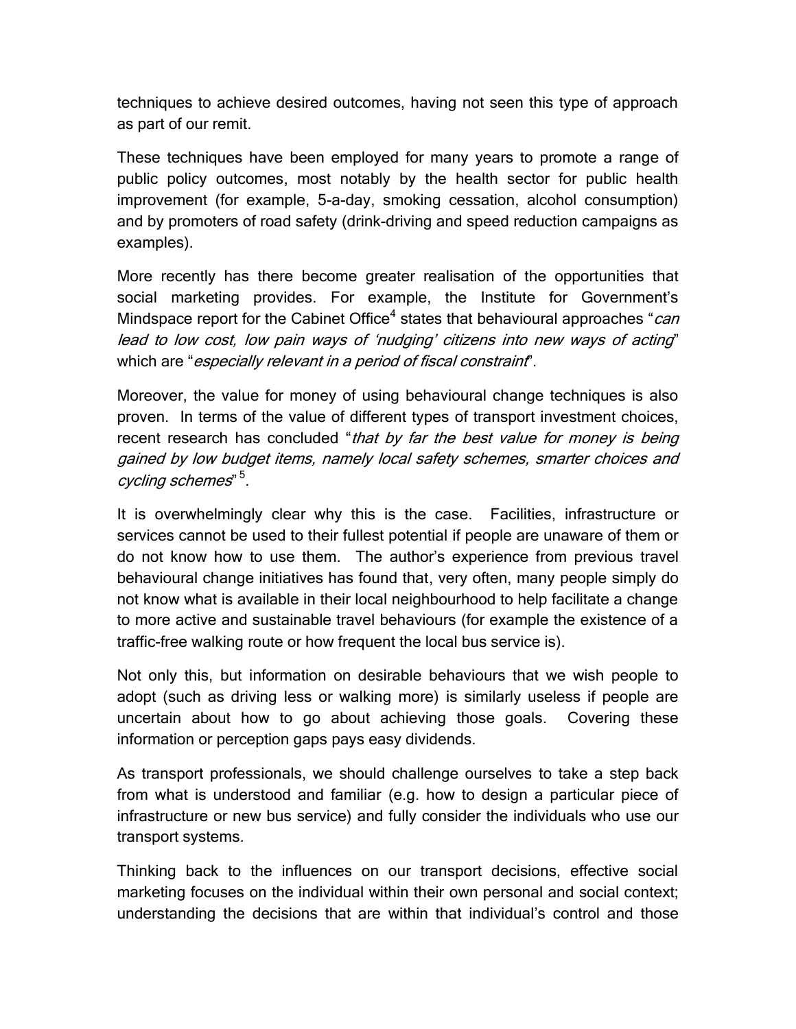techniques to achieve desired outcomes, having not seen this type of approach as part of our remit.

These techniques have been employed for many years to promote a range of public policy outcomes, most notably by the health sector for public health improvement (for example, 5-a-day, smoking cessation, alcohol consumption) and by promoters of road safety (drink-driving and speed reduction campaigns as examples).

More recently has there become greater realisation of the opportunities that social marketing provides. For example, the Institute for Government's Mindspace report for the Cabinet Office[4] states that behavioural approaches "*can lead to low cost, low pain ways of 'nudging' citizens into new ways of acting*" which are "*especially relevant in a period of fiscal constraint*".

Moreover, the value for money of using behavioural change techniques is also proven. In terms of the value of different types of transport investment choices, recent research has concluded "*that by far the best value for money is being gained by low budget items, namely local safety schemes, smarter choices and cycling schemes*"[5].

It is overwhelmingly clear why this is the case. Facilities, infrastructure or services cannot be used to their fullest potential if people are unaware of them or do not know how to use them. The author's experience from previous travel behavioural change initiatives has found that, very often, many people simply do not know what is available in their local neighbourhood to help facilitate a change to more active and sustainable travel behaviours (for example the existence of a traffic-free walking route or how frequent the local bus service is).

Not only this, but information on desirable behaviours that we wish people to adopt (such as driving less or walking more) is similarly useless if people are uncertain about how to go about achieving those goals. Covering these information or perception gaps pays easy dividends.

As transport professionals, we should challenge ourselves to take a step back from what is understood and familiar (e.g. how to design a particular piece of infrastructure or new bus service) and fully consider the individuals who use our transport systems.

Thinking back to the influences on our transport decisions, effective social marketing focuses on the individual within their own personal and social context; understanding the decisions that are within that individual's control and those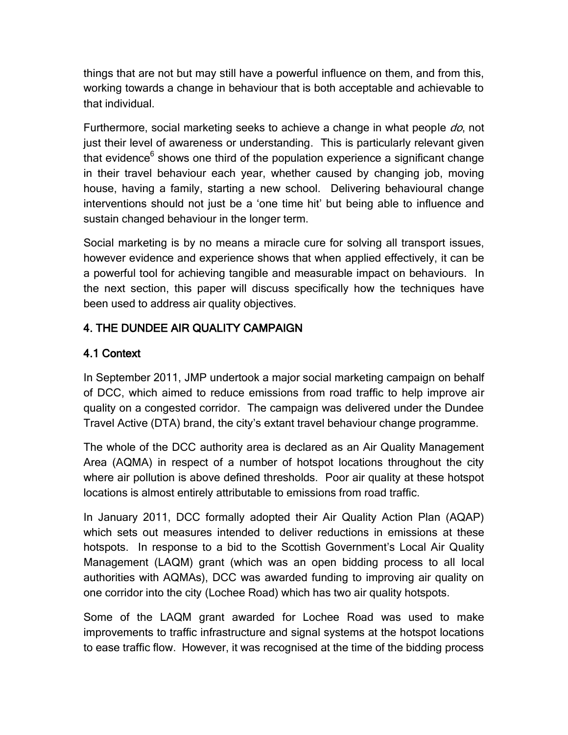things that are not but may still have a powerful influence on them, and from this, working towards a change in behaviour that is both acceptable and achievable to that individual.

Furthermore, social marketing seeks to achieve a change in what people *do*, not just their level of awareness or understanding. This is particularly relevant given that evidence[6] shows one third of the population experience a significant change in their travel behaviour each year, whether caused by changing job, moving house, having a family, starting a new school. Delivering behavioural change interventions should not just be a 'one time hit' but being able to influence and sustain changed behaviour in the longer term.

Social marketing is by no means a miracle cure for solving all transport issues, however evidence and experience shows that when applied effectively, it can be a powerful tool for achieving tangible and measurable impact on behaviours. In the next section, this paper will discuss specifically how the techniques have been used to address air quality objectives.

## 4. THE DUNDEE AIR QUALITY CAMPAIGN

### 4.1 Context

In September 2011, JMP undertook a major social marketing campaign on behalf of DCC, which aimed to reduce emissions from road traffic to help improve air quality on a congested corridor. The campaign was delivered under the Dundee Travel Active (DTA) brand, the city's extant travel behaviour change programme.

The whole of the DCC authority area is declared as an Air Quality Management Area (AQMA) in respect of a number of hotspot locations throughout the city where air pollution is above defined thresholds. Poor air quality at these hotspot locations is almost entirely attributable to emissions from road traffic.

In January 2011, DCC formally adopted their Air Quality Action Plan (AQAP) which sets out measures intended to deliver reductions in emissions at these hotspots. In response to a bid to the Scottish Government's Local Air Quality Management (LAQM) grant (which was an open bidding process to all local authorities with AQMAs), DCC was awarded funding to improving air quality on one corridor into the city (Lochee Road) which has two air quality hotspots.

Some of the LAQM grant awarded for Lochee Road was used to make improvements to traffic infrastructure and signal systems at the hotspot locations to ease traffic flow. However, it was recognised at the time of the bidding process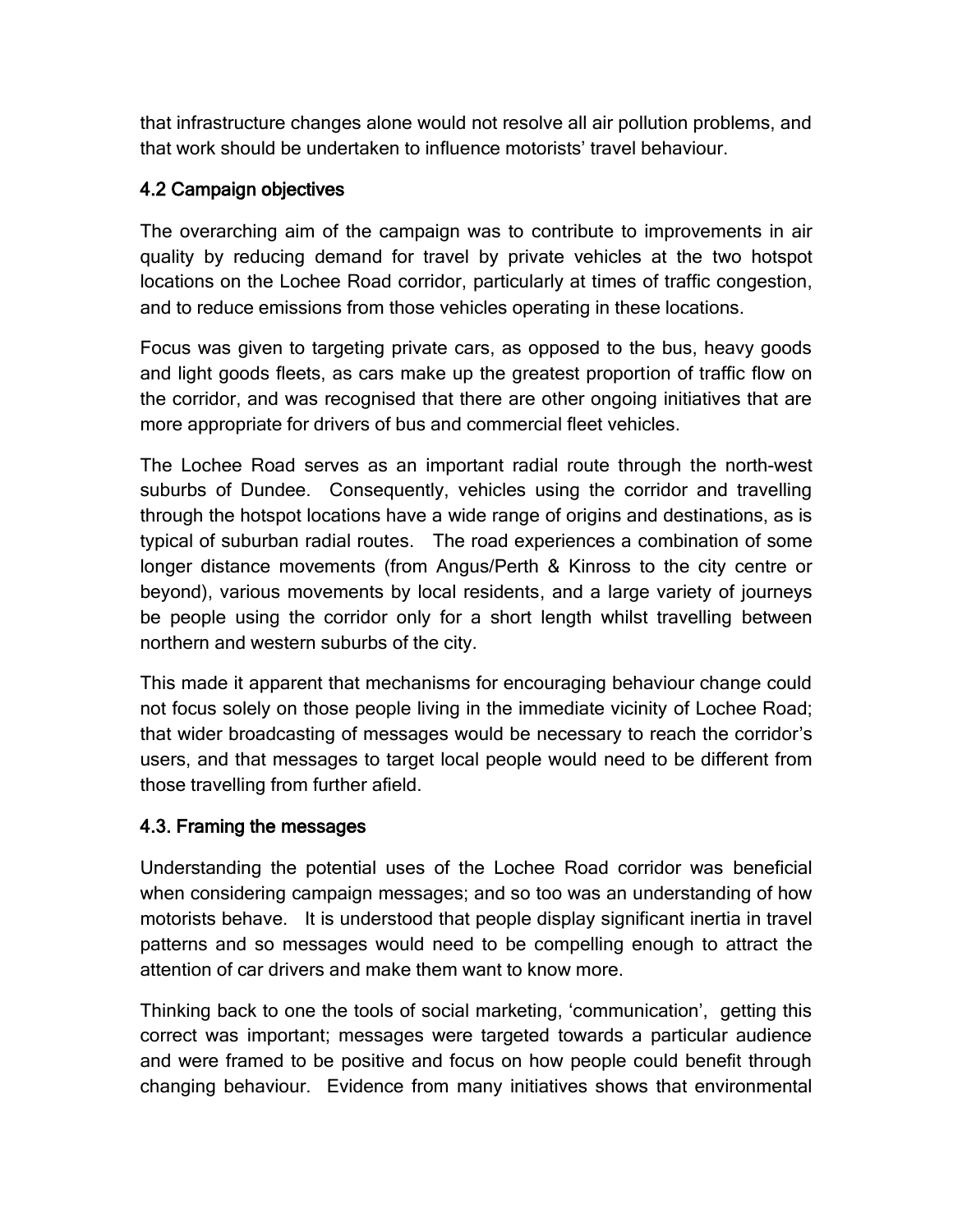that infrastructure changes alone would not resolve all air pollution problems, and that work should be undertaken to influence motorists' travel behaviour.

## 4.2 Campaign objectives

The overarching aim of the campaign was to contribute to improvements in air quality by reducing demand for travel by private vehicles at the two hotspot locations on the Lochee Road corridor, particularly at times of traffic congestion, and to reduce emissions from those vehicles operating in these locations.

Focus was given to targeting private cars, as opposed to the bus, heavy goods and light goods fleets, as cars make up the greatest proportion of traffic flow on the corridor, and was recognised that there are other ongoing initiatives that are more appropriate for drivers of bus and commercial fleet vehicles.

The Lochee Road serves as an important radial route through the north-west suburbs of Dundee. Consequently, vehicles using the corridor and travelling through the hotspot locations have a wide range of origins and destinations, as is typical of suburban radial routes. The road experiences a combination of some longer distance movements (from Angus/Perth & Kinross to the city centre or beyond), various movements by local residents, and a large variety of journeys be people using the corridor only for a short length whilst travelling between northern and western suburbs of the city.

This made it apparent that mechanisms for encouraging behaviour change could not focus solely on those people living in the immediate vicinity of Lochee Road; that wider broadcasting of messages would be necessary to reach the corridor's users, and that messages to target local people would need to be different from those travelling from further afield.

## 4.3. Framing the messages

Understanding the potential uses of the Lochee Road corridor was beneficial when considering campaign messages; and so too was an understanding of how motorists behave. It is understood that people display significant inertia in travel patterns and so messages would need to be compelling enough to attract the attention of car drivers and make them want to know more.

Thinking back to one the tools of social marketing, 'communication', getting this correct was important; messages were targeted towards a particular audience and were framed to be positive and focus on how people could benefit through changing behaviour. Evidence from many initiatives shows that environmental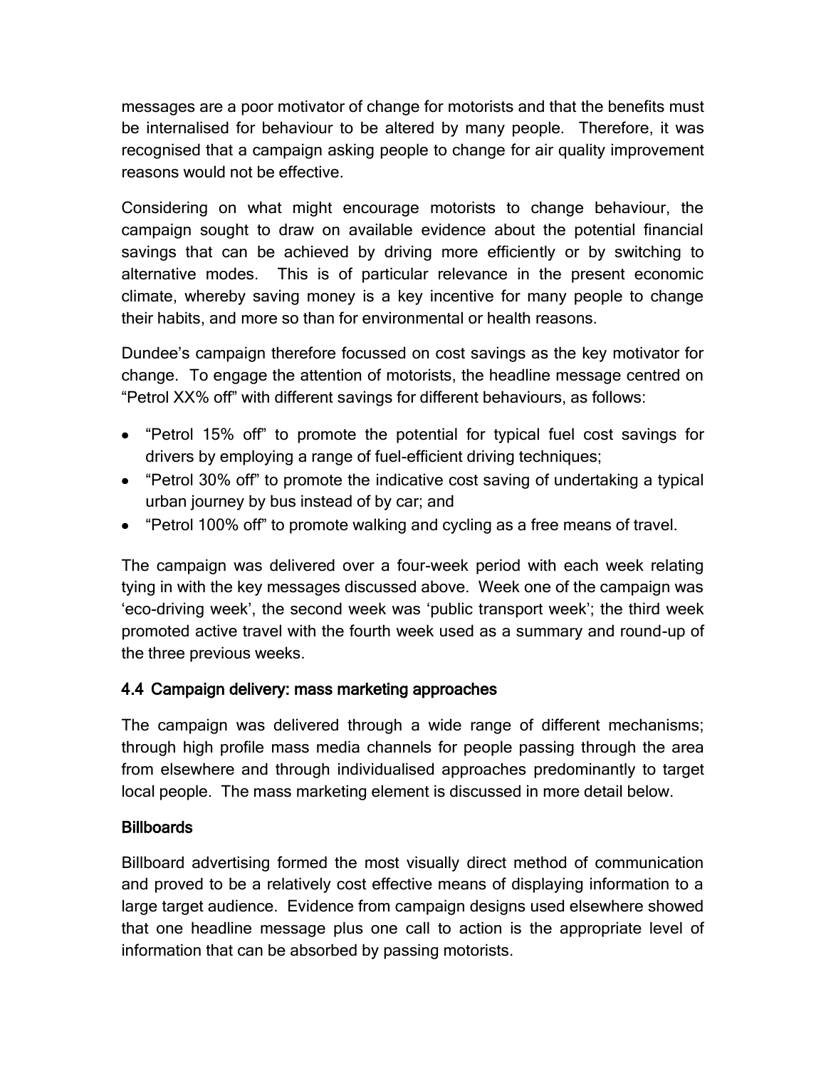messages are a poor motivator of change for motorists and that the benefits must be internalised for behaviour to be altered by many people. Therefore, it was recognised that a campaign asking people to change for air quality improvement reasons would not be effective.

Considering on what might encourage motorists to change behaviour, the campaign sought to draw on available evidence about the potential financial savings that can be achieved by driving more efficiently or by switching to alternative modes. This is of particular relevance in the present economic climate, whereby saving money is a key incentive for many people to change their habits, and more so than for environmental or health reasons.

Dundee's campaign therefore focussed on cost savings as the key motivator for change. To engage the attention of motorists, the headline message centred on "Petrol XX% off" with different savings for different behaviours, as follows:

- "Petrol 15% off" to promote the potential for typical fuel cost savings for drivers by employing a range of fuel-efficient driving techniques;
- "Petrol 30% off" to promote the indicative cost saving of undertaking a typical urban journey by bus instead of by car; and
- "Petrol 100% off" to promote walking and cycling as a free means of travel.

The campaign was delivered over a four-week period with each week relating tying in with the key messages discussed above. Week one of the campaign was 'eco-driving week', the second week was 'public transport week'; the third week promoted active travel with the fourth week used as a summary and round-up of the three previous weeks.

### 4.4 Campaign delivery: mass marketing approaches

The campaign was delivered through a wide range of different mechanisms; through high profile mass media channels for people passing through the area from elsewhere and through individualised approaches predominantly to target local people. The mass marketing element is discussed in more detail below.

#### Billboards

Billboard advertising formed the most visually direct method of communication and proved to be a relatively cost effective means of displaying information to a large target audience. Evidence from campaign designs used elsewhere showed that one headline message plus one call to action is the appropriate level of information that can be absorbed by passing motorists.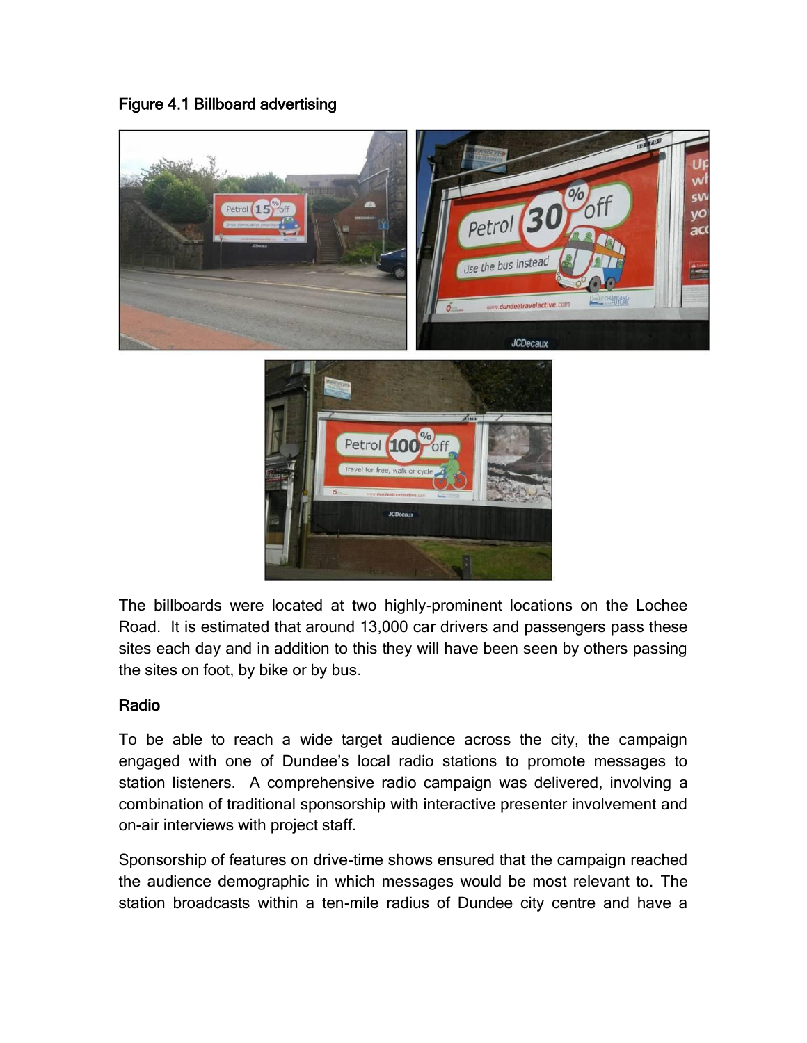Figure 4.1 Billboard advertising

The billboards were located at two highly-prominent locations on the Lochee Road. It is estimated that around 13,000 car drivers and passengers pass these sites each day and in addition to this they will have been seen by others passing the sites on foot, by bike or by bus.

### Radio

To be able to reach a wide target audience across the city, the campaign engaged with one of Dundee's local radio stations to promote messages to station listeners. A comprehensive radio campaign was delivered, involving a combination of traditional sponsorship with interactive presenter involvement and on-air interviews with project staff.

Sponsorship of features on drive-time shows ensured that the campaign reached the audience demographic in which messages would be most relevant to. The station broadcasts within a ten-mile radius of Dundee city centre and have a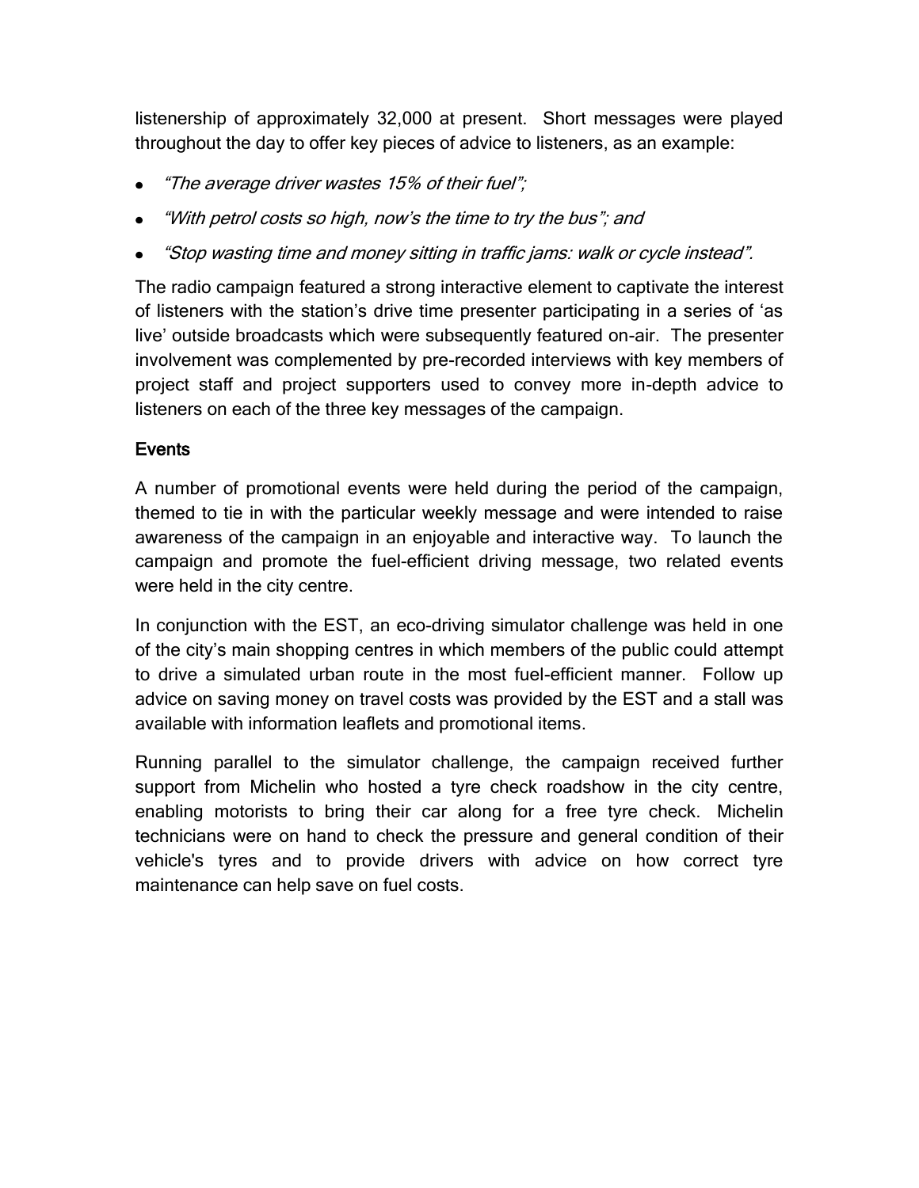listenership of approximately 32,000 at present. Short messages were played throughout the day to offer key pieces of advice to listeners, as an example:

- *"The average driver wastes 15% of their fuel";*
- *"With petrol costs so high, now's the time to try the bus"; and*
- *"Stop wasting time and money sitting in traffic jams: walk or cycle instead".*

The radio campaign featured a strong interactive element to captivate the interest of listeners with the station's drive time presenter participating in a series of 'as live' outside broadcasts which were subsequently featured on-air. The presenter involvement was complemented by pre-recorded interviews with key members of project staff and project supporters used to convey more in-depth advice to listeners on each of the three key messages of the campaign.

## Events

A number of promotional events were held during the period of the campaign, themed to tie in with the particular weekly message and were intended to raise awareness of the campaign in an enjoyable and interactive way. To launch the campaign and promote the fuel-efficient driving message, two related events were held in the city centre.

In conjunction with the EST, an eco-driving simulator challenge was held in one of the city's main shopping centres in which members of the public could attempt to drive a simulated urban route in the most fuel-efficient manner. Follow up advice on saving money on travel costs was provided by the EST and a stall was available with information leaflets and promotional items.

Running parallel to the simulator challenge, the campaign received further support from Michelin who hosted a tyre check roadshow in the city centre, enabling motorists to bring their car along for a free tyre check. Michelin technicians were on hand to check the pressure and general condition of their vehicle's tyres and to provide drivers with advice on how correct tyre maintenance can help save on fuel costs.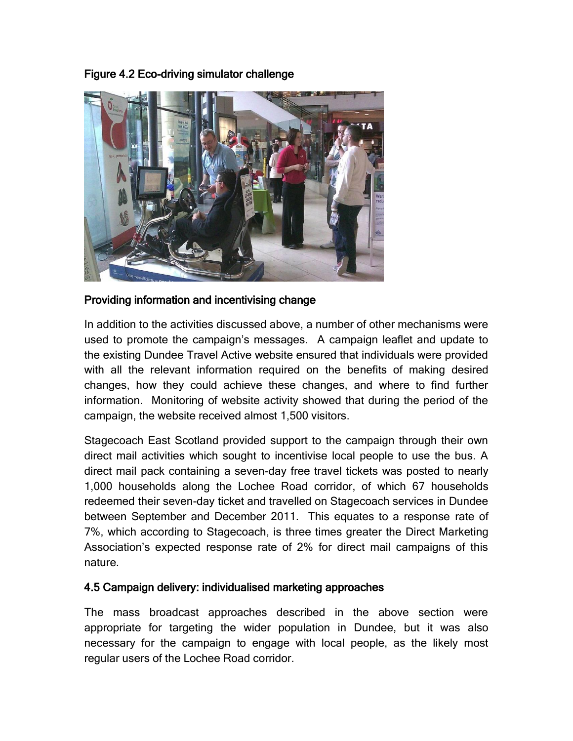Figure 4.2 Eco-driving simulator challenge

### Providing information and incentivising change

In addition to the activities discussed above, a number of other mechanisms were used to promote the campaign's messages. A campaign leaflet and update to the existing Dundee Travel Active website ensured that individuals were provided with all the relevant information required on the benefits of making desired changes, how they could achieve these changes, and where to find further information. Monitoring of website activity showed that during the period of the campaign, the website received almost 1,500 visitors.

Stagecoach East Scotland provided support to the campaign through their own direct mail activities which sought to incentivise local people to use the bus. A direct mail pack containing a seven-day free travel tickets was posted to nearly 1,000 households along the Lochee Road corridor, of which 67 households redeemed their seven-day ticket and travelled on Stagecoach services in Dundee between September and December 2011. This equates to a response rate of 7%, which according to Stagecoach, is three times greater the Direct Marketing Association's expected response rate of 2% for direct mail campaigns of this nature.

### 4.5 Campaign delivery: individualised marketing approaches

The mass broadcast approaches described in the above section were appropriate for targeting the wider population in Dundee, but it was also necessary for the campaign to engage with local people, as the likely most regular users of the Lochee Road corridor.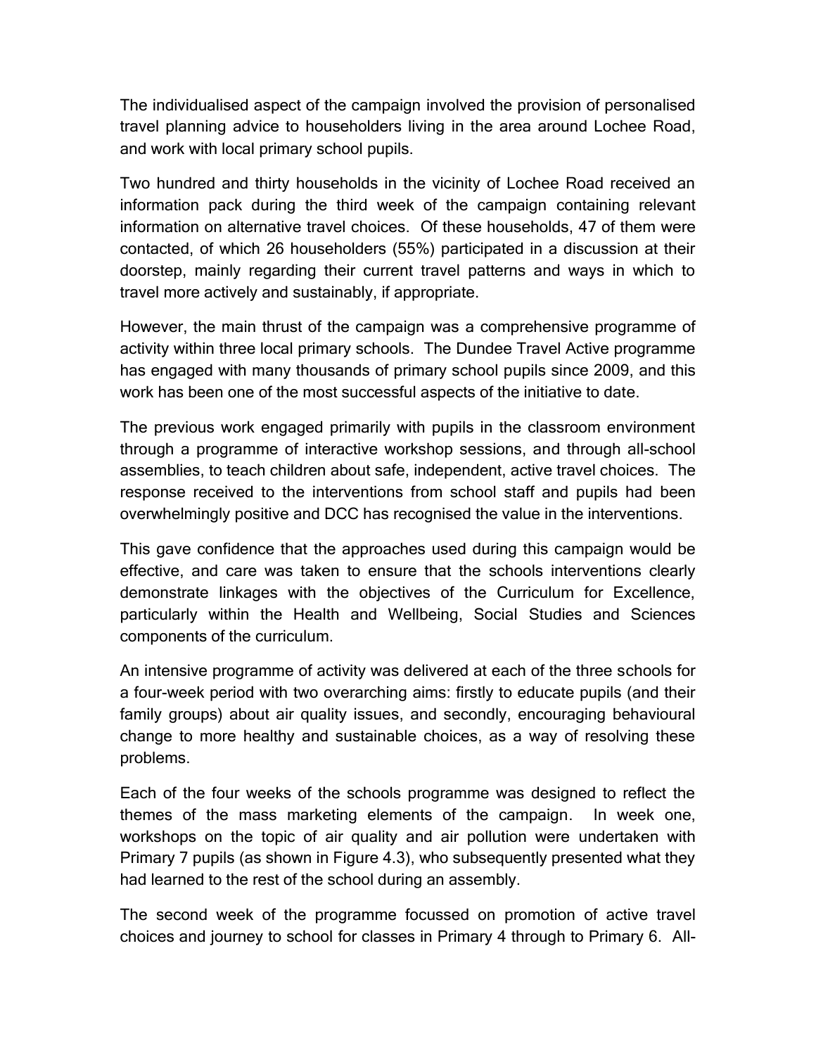The individualised aspect of the campaign involved the provision of personalised travel planning advice to householders living in the area around Lochee Road, and work with local primary school pupils.

Two hundred and thirty households in the vicinity of Lochee Road received an information pack during the third week of the campaign containing relevant information on alternative travel choices. Of these households, 47 of them were contacted, of which 26 householders (55%) participated in a discussion at their doorstep, mainly regarding their current travel patterns and ways in which to travel more actively and sustainably, if appropriate.

However, the main thrust of the campaign was a comprehensive programme of activity within three local primary schools. The Dundee Travel Active programme has engaged with many thousands of primary school pupils since 2009, and this work has been one of the most successful aspects of the initiative to date.

The previous work engaged primarily with pupils in the classroom environment through a programme of interactive workshop sessions, and through all-school assemblies, to teach children about safe, independent, active travel choices. The response received to the interventions from school staff and pupils had been overwhelmingly positive and DCC has recognised the value in the interventions.

This gave confidence that the approaches used during this campaign would be effective, and care was taken to ensure that the schools interventions clearly demonstrate linkages with the objectives of the Curriculum for Excellence, particularly within the Health and Wellbeing, Social Studies and Sciences components of the curriculum.

An intensive programme of activity was delivered at each of the three schools for a four-week period with two overarching aims: firstly to educate pupils (and their family groups) about air quality issues, and secondly, encouraging behavioural change to more healthy and sustainable choices, as a way of resolving these problems.

Each of the four weeks of the schools programme was designed to reflect the themes of the mass marketing elements of the campaign. In week one, workshops on the topic of air quality and air pollution were undertaken with Primary 7 pupils (as shown in Figure 4.3), who subsequently presented what they had learned to the rest of the school during an assembly.

The second week of the programme focussed on promotion of active travel choices and journey to school for classes in Primary 4 through to Primary 6. All-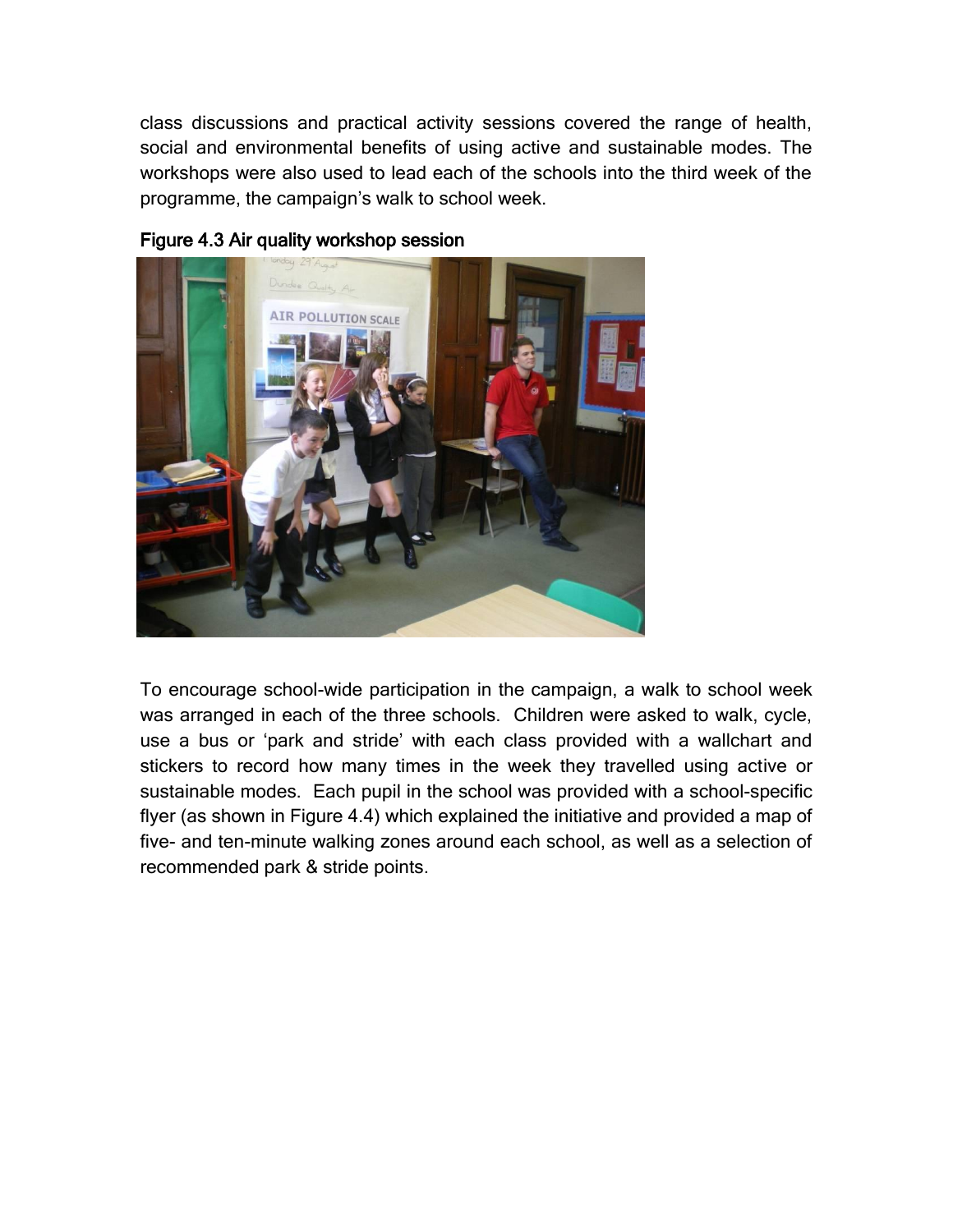class discussions and practical activity sessions covered the range of health, social and environmental benefits of using active and sustainable modes. The workshops were also used to lead each of the schools into the third week of the programme, the campaign's walk to school week.

**Figure 4.3 Air quality workshop session**

To encourage school-wide participation in the campaign, a walk to school week was arranged in each of the three schools. Children were asked to walk, cycle, use a bus or 'park and stride' with each class provided with a wallchart and stickers to record how many times in the week they travelled using active or sustainable modes. Each pupil in the school was provided with a school-specific flyer (as shown in Figure 4.4) which explained the initiative and provided a map of five- and ten-minute walking zones around each school, as well as a selection of recommended park & stride points.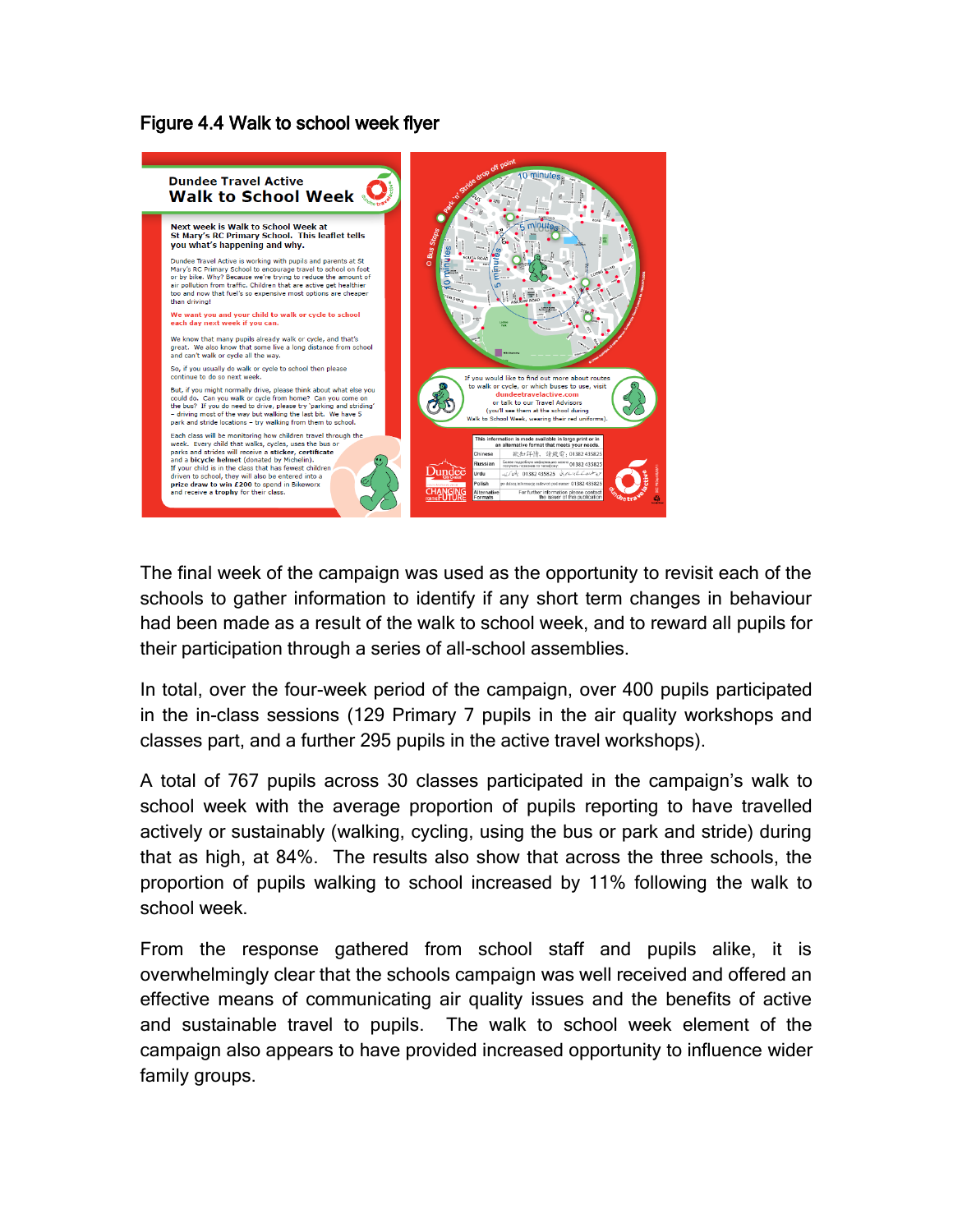Figure 4.4 Walk to school week flyer

The final week of the campaign was used as the opportunity to revisit each of the schools to gather information to identify if any short term changes in behaviour had been made as a result of the walk to school week, and to reward all pupils for their participation through a series of all-school assemblies.

In total, over the four-week period of the campaign, over 400 pupils participated in the in-class sessions (129 Primary 7 pupils in the air quality workshops and classes part, and a further 295 pupils in the active travel workshops).

A total of 767 pupils across 30 classes participated in the campaign's walk to school week with the average proportion of pupils reporting to have travelled actively or sustainably (walking, cycling, using the bus or park and stride) during that as high, at 84%. The results also show that across the three schools, the proportion of pupils walking to school increased by 11% following the walk to school week.

From the response gathered from school staff and pupils alike, it is overwhelmingly clear that the schools campaign was well received and offered an effective means of communicating air quality issues and the benefits of active and sustainable travel to pupils. The walk to school week element of the campaign also appears to have provided increased opportunity to influence wider family groups.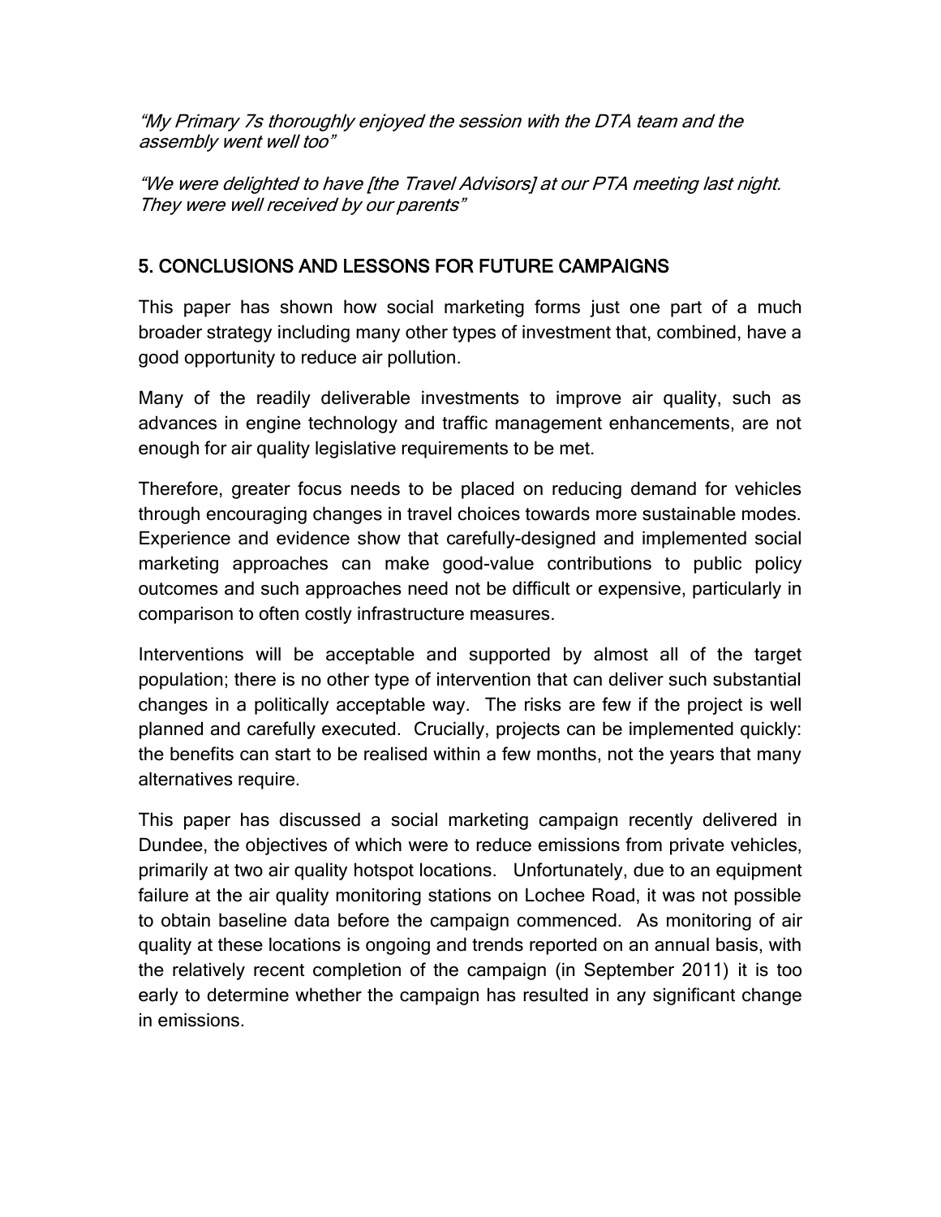*"My Primary 7s thoroughly enjoyed the session with the DTA team and the assembly went well too"*

*"We were delighted to have [the Travel Advisors] at our PTA meeting last night. They were well received by our parents"*

## 5. CONCLUSIONS AND LESSONS FOR FUTURE CAMPAIGNS

This paper has shown how social marketing forms just one part of a much broader strategy including many other types of investment that, combined, have a good opportunity to reduce air pollution.

Many of the readily deliverable investments to improve air quality, such as advances in engine technology and traffic management enhancements, are not enough for air quality legislative requirements to be met.

Therefore, greater focus needs to be placed on reducing demand for vehicles through encouraging changes in travel choices towards more sustainable modes. Experience and evidence show that carefully-designed and implemented social marketing approaches can make good-value contributions to public policy outcomes and such approaches need not be difficult or expensive, particularly in comparison to often costly infrastructure measures.

Interventions will be acceptable and supported by almost all of the target population; there is no other type of intervention that can deliver such substantial changes in a politically acceptable way. The risks are few if the project is well planned and carefully executed. Crucially, projects can be implemented quickly: the benefits can start to be realised within a few months, not the years that many alternatives require.

This paper has discussed a social marketing campaign recently delivered in Dundee, the objectives of which were to reduce emissions from private vehicles, primarily at two air quality hotspot locations. Unfortunately, due to an equipment failure at the air quality monitoring stations on Lochee Road, it was not possible to obtain baseline data before the campaign commenced. As monitoring of air quality at these locations is ongoing and trends reported on an annual basis, with the relatively recent completion of the campaign (in September 2011) it is too early to determine whether the campaign has resulted in any significant change in emissions.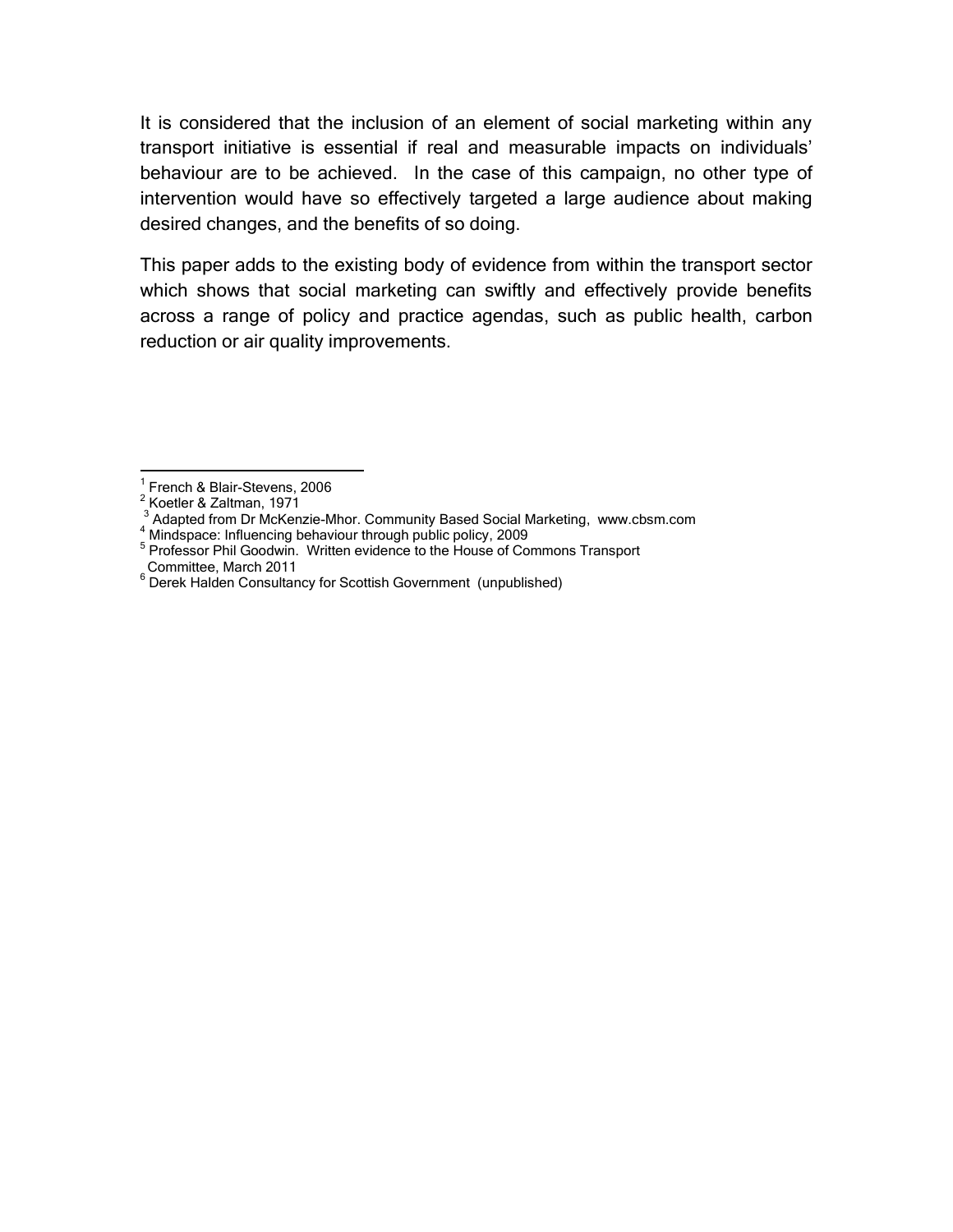It is considered that the inclusion of an element of social marketing within any transport initiative is essential if real and measurable impacts on individuals' behaviour are to be achieved. In the case of this campaign, no other type of intervention would have so effectively targeted a large audience about making desired changes, and the benefits of so doing.

This paper adds to the existing body of evidence from within the transport sector which shows that social marketing can swiftly and effectively provide benefits across a range of policy and practice agendas, such as public health, carbon reduction or air quality improvements.

---

[1] French & Blair-Stevens, 2006

[2] Koetler & Zaltman, 1971

[3] Adapted from Dr McKenzie-Mhor. Community Based Social Marketing, www.cbsm.com

[4] Mindspace: Influencing behaviour through public policy, 2009

[5] Professor Phil Goodwin. Written evidence to the House of Commons Transport Committee, March 2011

[6] Derek Halden Consultancy for Scottish Government (unpublished)